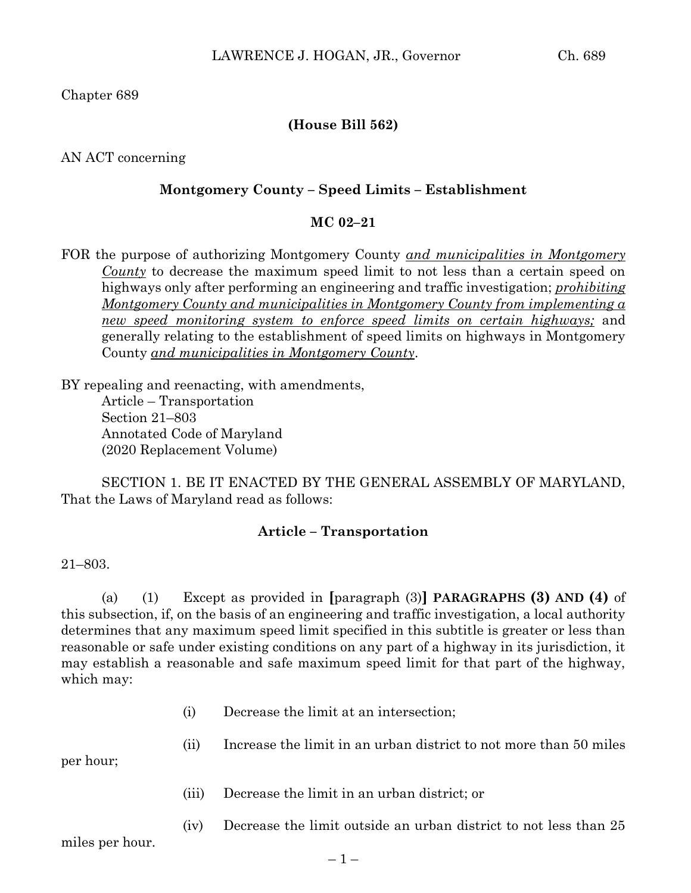Chapter 689

**(House Bill 562)**

AN ACT concerning

**Montgomery County – Speed Limits – Establishment**

**MC 02–21**

FOR the purpose of authorizing Montgomery County *and municipalities in Montgomery County* to decrease the maximum speed limit to not less than a certain speed on highways only after performing an engineering and traffic investigation; *prohibiting Montgomery County and municipalities in Montgomery County from implementing a new speed monitoring system to enforce speed limits on certain highways;* and generally relating to the establishment of speed limits on highways in Montgomery County *and municipalities in Montgomery County*.

BY repealing and reenacting, with amendments,
Article – Transportation
Section 21–803
Annotated Code of Maryland
(2020 Replacement Volume)

SECTION 1. BE IT ENACTED BY THE GENERAL ASSEMBLY OF MARYLAND, That the Laws of Maryland read as follows:

**Article – Transportation**

21–803.

(a) (1) Except as provided in **[**paragraph (3)**]** **PARAGRAPHS (3) AND (4)** of this subsection, if, on the basis of an engineering and traffic investigation, a local authority determines that any maximum speed limit specified in this subtitle is greater or less than reasonable or safe under existing conditions on any part of a highway in its jurisdiction, it may establish a reasonable and safe maximum speed limit for that part of the highway, which may:

(i) Decrease the limit at an intersection;

(ii) Increase the limit in an urban district to not more than 50 miles per hour;

(iii) Decrease the limit in an urban district; or

(iv) Decrease the limit outside an urban district to not less than 25 miles per hour.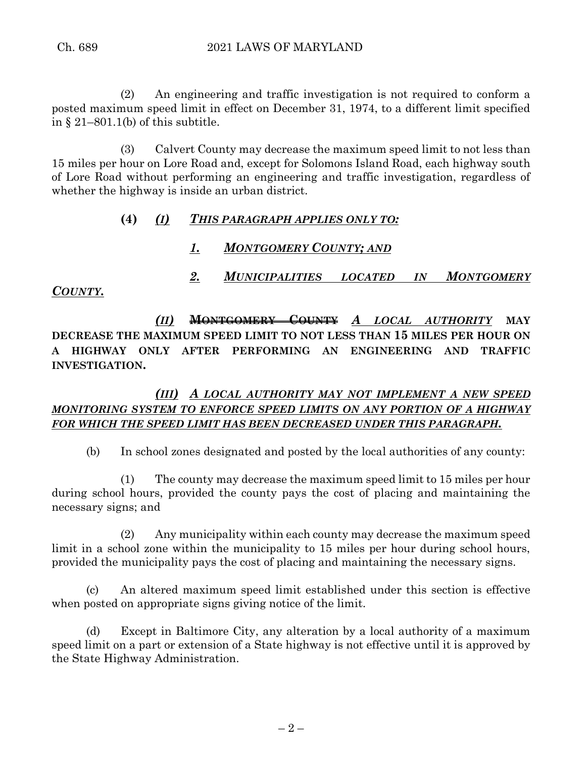(2) An engineering and traffic investigation is not required to conform a posted maximum speed limit in effect on December 31, 1974, to a different limit specified in § 21–801.1(b) of this subtitle.

(3) Calvert County may decrease the maximum speed limit to not less than 15 miles per hour on Lore Road and, except for Solomons Island Road, each highway south of Lore Road without performing an engineering and traffic investigation, regardless of whether the highway is inside an urban district.

**(4)** *(I)* *THIS PARAGRAPH APPLIES ONLY TO:*

*1.* *MONTGOMERY COUNTY; AND*

*2.* *MUNICIPALITIES LOCATED IN MONTGOMERY COUNTY.*

*(II)* ~~**MONTGOMERY COUNTY**~~ *A LOCAL AUTHORITY* **MAY DECREASE THE MAXIMUM SPEED LIMIT TO NOT LESS THAN 15 MILES PER HOUR ON A HIGHWAY ONLY AFTER PERFORMING AN ENGINEERING AND TRAFFIC INVESTIGATION.**

*(III)* ***A LOCAL AUTHORITY MAY NOT IMPLEMENT A NEW SPEED MONITORING SYSTEM TO ENFORCE SPEED LIMITS ON ANY PORTION OF A HIGHWAY FOR WHICH THE SPEED LIMIT HAS BEEN DECREASED UNDER THIS PARAGRAPH.***

(b) In school zones designated and posted by the local authorities of any county:

(1) The county may decrease the maximum speed limit to 15 miles per hour during school hours, provided the county pays the cost of placing and maintaining the necessary signs; and

(2) Any municipality within each county may decrease the maximum speed limit in a school zone within the municipality to 15 miles per hour during school hours, provided the municipality pays the cost of placing and maintaining the necessary signs.

(c) An altered maximum speed limit established under this section is effective when posted on appropriate signs giving notice of the limit.

(d) Except in Baltimore City, any alteration by a local authority of a maximum speed limit on a part or extension of a State highway is not effective until it is approved by the State Highway Administration.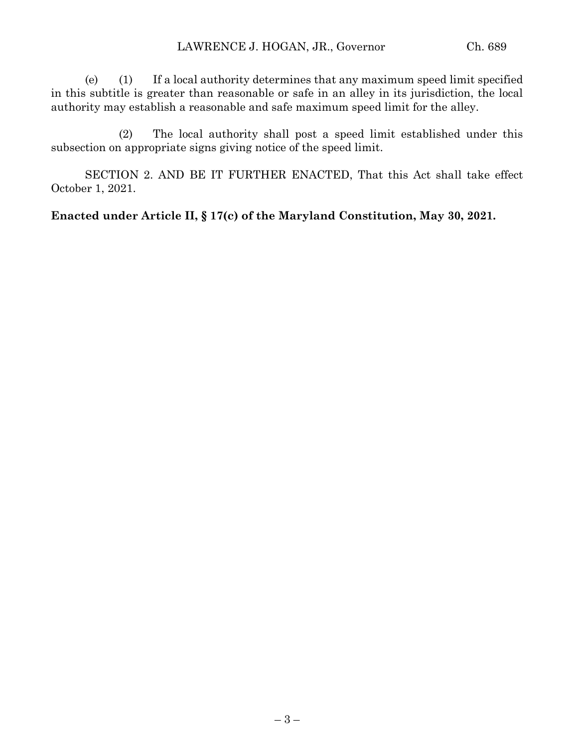(e) (1) If a local authority determines that any maximum speed limit specified in this subtitle is greater than reasonable or safe in an alley in its jurisdiction, the local authority may establish a reasonable and safe maximum speed limit for the alley.

(2) The local authority shall post a speed limit established under this subsection on appropriate signs giving notice of the speed limit.

SECTION 2. AND BE IT FURTHER ENACTED, That this Act shall take effect October 1, 2021.

**Enacted under Article II, § 17(c) of the Maryland Constitution, May 30, 2021.**